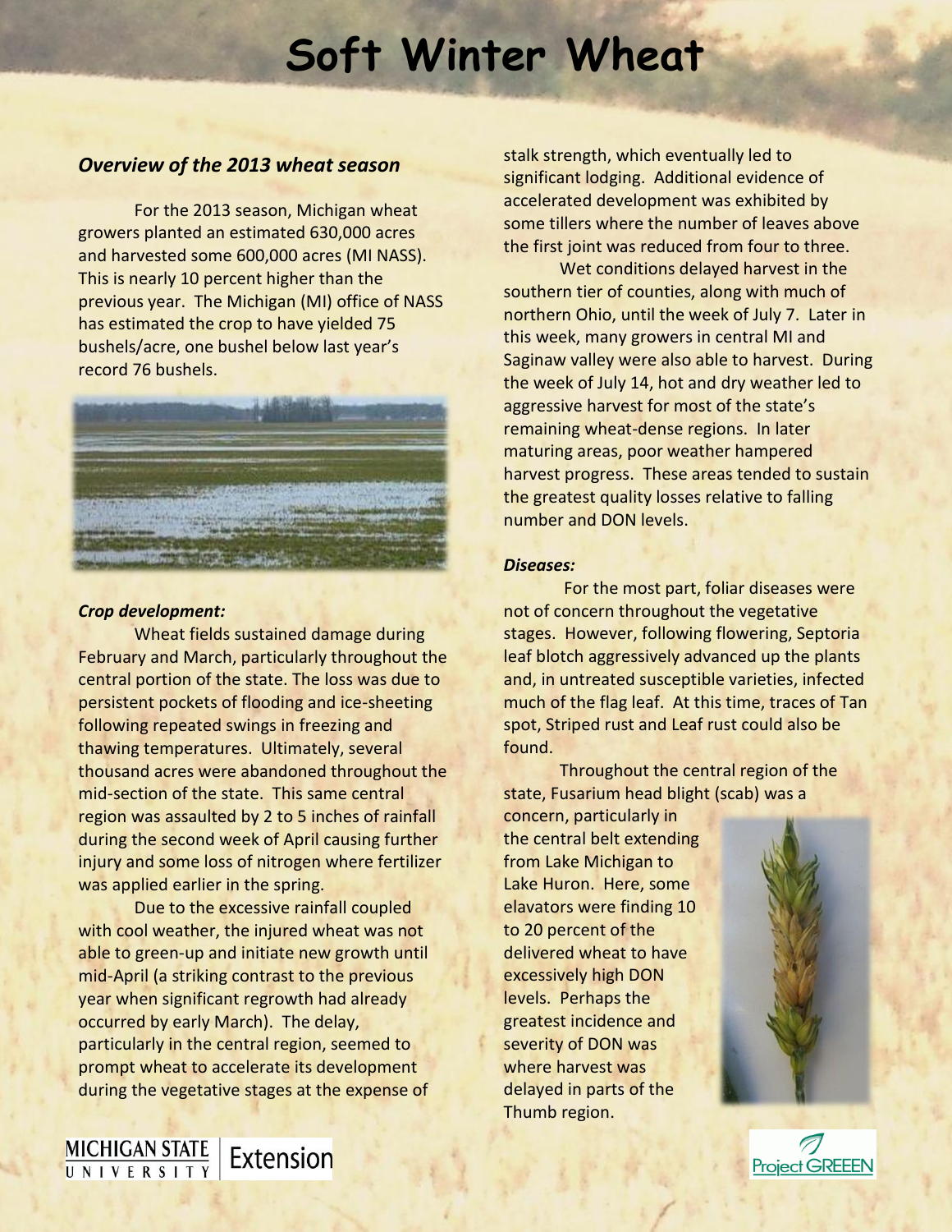# Soft Winter Wheat

### *Overview of the 2013 wheat season*

For the 2013 season, Michigan wheat growers planted an estimated 630,000 acres and harvested some 600,000 acres (MI NASS). This is nearly 10 percent higher than the previous year. The Michigan (MI) office of NASS has estimated the crop to have yielded 75 bushels/acre, one bushel below last year's record 76 bushels.

#### *Crop development:*

Wheat fields sustained damage during February and March, particularly throughout the central portion of the state. The loss was due to persistent pockets of flooding and ice-sheeting following repeated swings in freezing and thawing temperatures. Ultimately, several thousand acres were abandoned throughout the mid-section of the state. This same central region was assaulted by 2 to 5 inches of rainfall during the second week of April causing further injury and some loss of nitrogen where fertilizer was applied earlier in the spring.

Due to the excessive rainfall coupled with cool weather, the injured wheat was not able to green-up and initiate new growth until mid-April (a striking contrast to the previous year when significant regrowth had already occurred by early March). The delay, particularly in the central region, seemed to prompt wheat to accelerate its development during the vegetative stages at the expense of stalk strength, which eventually led to significant lodging. Additional evidence of accelerated development was exhibited by some tillers where the number of leaves above the first joint was reduced from four to three.

Wet conditions delayed harvest in the southern tier of counties, along with much of northern Ohio, until the week of July 7. Later in this week, many growers in central MI and Saginaw valley were also able to harvest. During the week of July 14, hot and dry weather led to aggressive harvest for most of the state's remaining wheat-dense regions. In later maturing areas, poor weather hampered harvest progress. These areas tended to sustain the greatest quality losses relative to falling number and DON levels.

#### *Diseases:*

For the most part, foliar diseases were not of concern throughout the vegetative stages. However, following flowering, Septoria leaf blotch aggressively advanced up the plants and, in untreated susceptible varieties, infected much of the flag leaf. At this time, traces of Tan spot, Striped rust and Leaf rust could also be found.

Throughout the central region of the state, Fusarium head blight (scab) was a concern, particularly in the central belt extending from Lake Michigan to Lake Huron. Here, some elevators were finding 10 to 20 percent of the delivered wheat to have excessively high DON levels. Perhaps the greatest incidence and severity of DON was where harvest was delayed in parts of the Thumb region.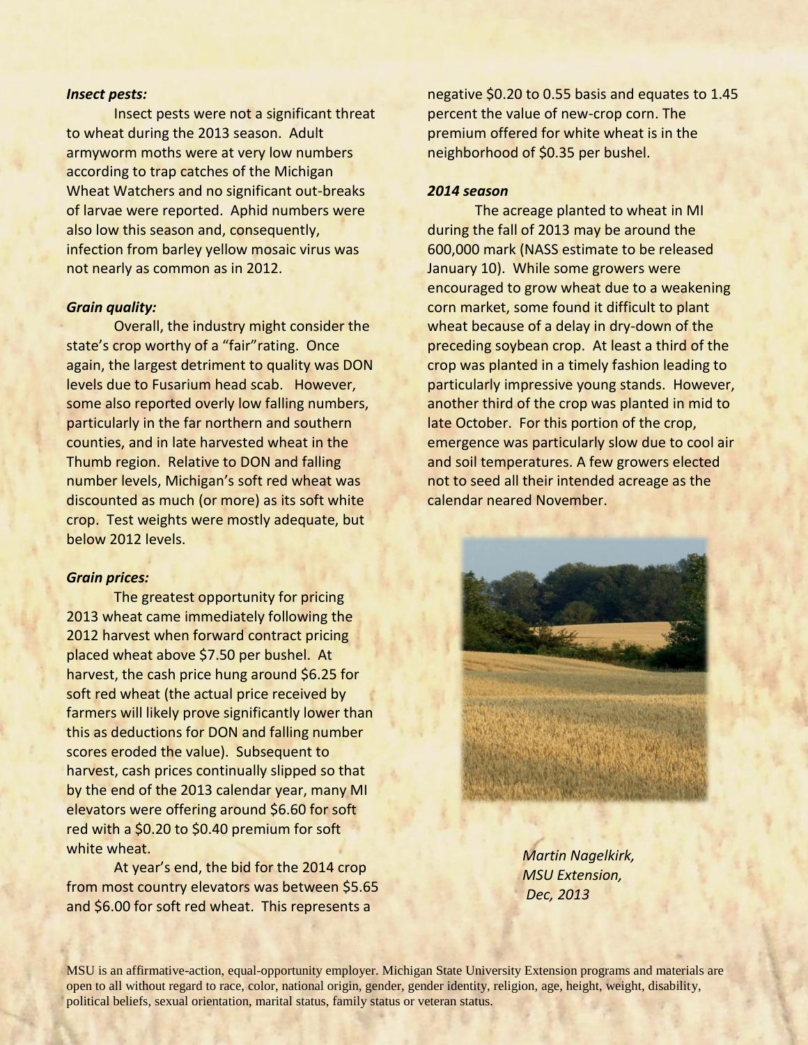***Insect pests:***

Insect pests were not a significant threat to wheat during the 2013 season. Adult armyworm moths were at very low numbers according to trap catches of the Michigan Wheat Watchers and no significant out-breaks of larvae were reported. Aphid numbers were also low this season and, consequently, infection from barley yellow mosaic virus was not nearly as common as in 2012.

***Grain quality:***

Overall, the industry might consider the state's crop worthy of a "fair"rating. Once again, the largest detriment to quality was DON levels due to Fusarium head scab. However, some also reported overly low falling numbers, particularly in the far northern and southern counties, and in late harvested wheat in the Thumb region. Relative to DON and falling number levels, Michigan's soft red wheat was discounted as much (or more) as its soft white crop. Test weights were mostly adequate, but below 2012 levels.

***Grain prices:***

The greatest opportunity for pricing 2013 wheat came immediately following the 2012 harvest when forward contract pricing placed wheat above $7.50 per bushel. At harvest, the cash price hung around $6.25 for soft red wheat (the actual price received by farmers will likely prove significantly lower than this as deductions for DON and falling number scores eroded the value). Subsequent to harvest, cash prices continually slipped so that by the end of the 2013 calendar year, many MI elevators were offering around $6.60 for soft red with a $0.20 to $0.40 premium for soft white wheat.

At year's end, the bid for the 2014 crop from most country elevators was between $5.65 and $6.00 for soft red wheat. This represents a negative $0.20 to 0.55 basis and equates to 1.45 percent the value of new-crop corn. The premium offered for white wheat is in the neighborhood of $0.35 per bushel.

***2014 season***

The acreage planted to wheat in MI during the fall of 2013 may be around the 600,000 mark (NASS estimate to be released January 10). While some growers were encouraged to grow wheat due to a weakening corn market, some found it difficult to plant wheat because of a delay in dry-down of the preceding soybean crop. At least a third of the crop was planted in a timely fashion leading to particularly impressive young stands. However, another third of the crop was planted in mid to late October. For this portion of the crop, emergence was particularly slow due to cool air and soil temperatures. A few growers elected not to seed all their intended acreage as the calendar neared November.

*Martin Nagelkirk,*
*MSU Extension,*
*Dec, 2013*

MSU is an affirmative-action, equal-opportunity employer. Michigan State University Extension programs and materials are open to all without regard to race, color, national origin, gender, gender identity, religion, age, height, weight, disability, political beliefs, sexual orientation, marital status, family status or veteran status.